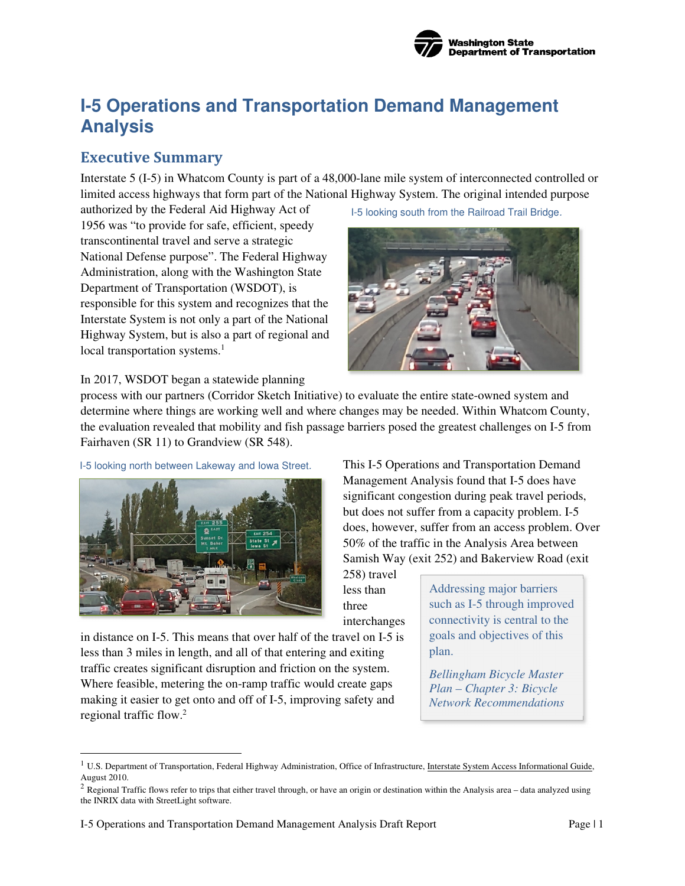# I-5 Operations and Transportation Demand Management Analysis

## Executive Summary

Interstate 5 (I-5) in Whatcom County is part of a 48,000-lane mile system of interconnected controlled or limited access highways that form part of the National Highway System. The original intended purpose authorized by the Federal Aid Highway Act of 1956 was "to provide for safe, efficient, speedy transcontinental travel and serve a strategic National Defense purpose". The Federal Highway Administration, along with the Washington State Department of Transportation (WSDOT), is responsible for this system and recognizes that the Interstate System is not only a part of the National Highway System, but is also a part of regional and local transportation systems.[1]

I-5 looking south from the Railroad Trail Bridge.

In 2017, WSDOT began a statewide planning process with our partners (Corridor Sketch Initiative) to evaluate the entire state-owned system and determine where things are working well and where changes may be needed. Within Whatcom County, the evaluation revealed that mobility and fish passage barriers posed the greatest challenges on I-5 from Fairhaven (SR 11) to Grandview (SR 548).

I-5 looking north between Lakeway and Iowa Street.

This I-5 Operations and Transportation Demand Management Analysis found that I-5 does have significant congestion during peak travel periods, but does not suffer from a capacity problem. I-5 does, however, suffer from an access problem. Over 50% of the traffic in the Analysis Area between Samish Way (exit 252) and Bakerview Road (exit 258) travel less than three interchanges in distance on I-5. This means that over half of the travel on I-5 is less than 3 miles in length, and all of that entering and exiting traffic creates significant disruption and friction on the system. Where feasible, metering the on-ramp traffic would create gaps making it easier to get onto and off of I-5, improving safety and regional traffic flow.[2]

> Addressing major barriers such as I-5 through improved connectivity is central to the goals and objectives of this plan.
>
> *Bellingham Bicycle Master Plan – Chapter 3: Bicycle Network Recommendations*

---

[1] U.S. Department of Transportation, Federal Highway Administration, Office of Infrastructure, Interstate System Access Informational Guide, August 2010.

[2] Regional Traffic flows refer to trips that either travel through, or have an origin or destination within the Analysis area – data analyzed using the INRIX data with StreetLight software.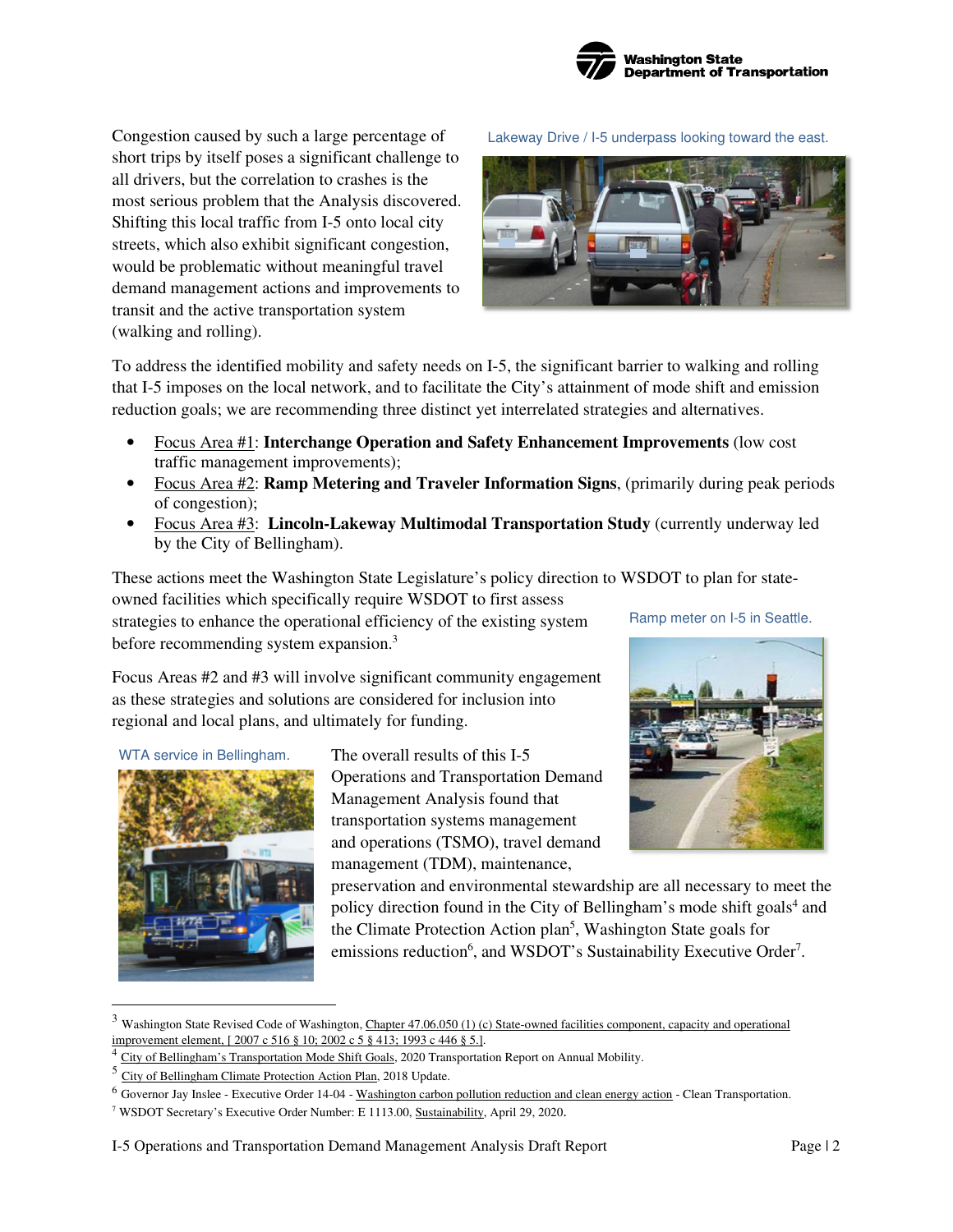Congestion caused by such a large percentage of short trips by itself poses a significant challenge to all drivers, but the correlation to crashes is the most serious problem that the Analysis discovered. Shifting this local traffic from I-5 onto local city streets, which also exhibit significant congestion, would be problematic without meaningful travel demand management actions and improvements to transit and the active transportation system (walking and rolling).

Lakeway Drive / I-5 underpass looking toward the east.

To address the identified mobility and safety needs on I-5, the significant barrier to walking and rolling that I-5 imposes on the local network, and to facilitate the City's attainment of mode shift and emission reduction goals; we are recommending three distinct yet interrelated strategies and alternatives.

- Focus Area #1: **Interchange Operation and Safety Enhancement Improvements** (low cost traffic management improvements);
- Focus Area #2: **Ramp Metering and Traveler Information Signs**, (primarily during peak periods of congestion);
- Focus Area #3: **Lincoln-Lakeway Multimodal Transportation Study** (currently underway led by the City of Bellingham).

These actions meet the Washington State Legislature's policy direction to WSDOT to plan for state-owned facilities which specifically require WSDOT to first assess strategies to enhance the operational efficiency of the existing system before recommending system expansion.[3]

Ramp meter on I-5 in Seattle.

Focus Areas #2 and #3 will involve significant community engagement as these strategies and solutions are considered for inclusion into regional and local plans, and ultimately for funding.

WTA service in Bellingham.

The overall results of this I-5 Operations and Transportation Demand Management Analysis found that transportation systems management and operations (TSMO), travel demand management (TDM), maintenance, preservation and environmental stewardship are all necessary to meet the policy direction found in the City of Bellingham's mode shift goals[4] and the Climate Protection Action plan[5], Washington State goals for emissions reduction[6], and WSDOT's Sustainability Executive Order[7].

---

[3] Washington State Revised Code of Washington, Chapter 47.06.050 (1) (c) State-owned facilities component, capacity and operational improvement element, [ 2007 c 516 § 10; 2002 c 5 § 413; 1993 c 446 § 5.].

[4] City of Bellingham's Transportation Mode Shift Goals, 2020 Transportation Report on Annual Mobility.

[5] City of Bellingham Climate Protection Action Plan, 2018 Update.

[6] Governor Jay Inslee - Executive Order 14-04 - Washington carbon pollution reduction and clean energy action - Clean Transportation.

[7] WSDOT Secretary's Executive Order Number: E 1113.00, Sustainability, April 29, 2020.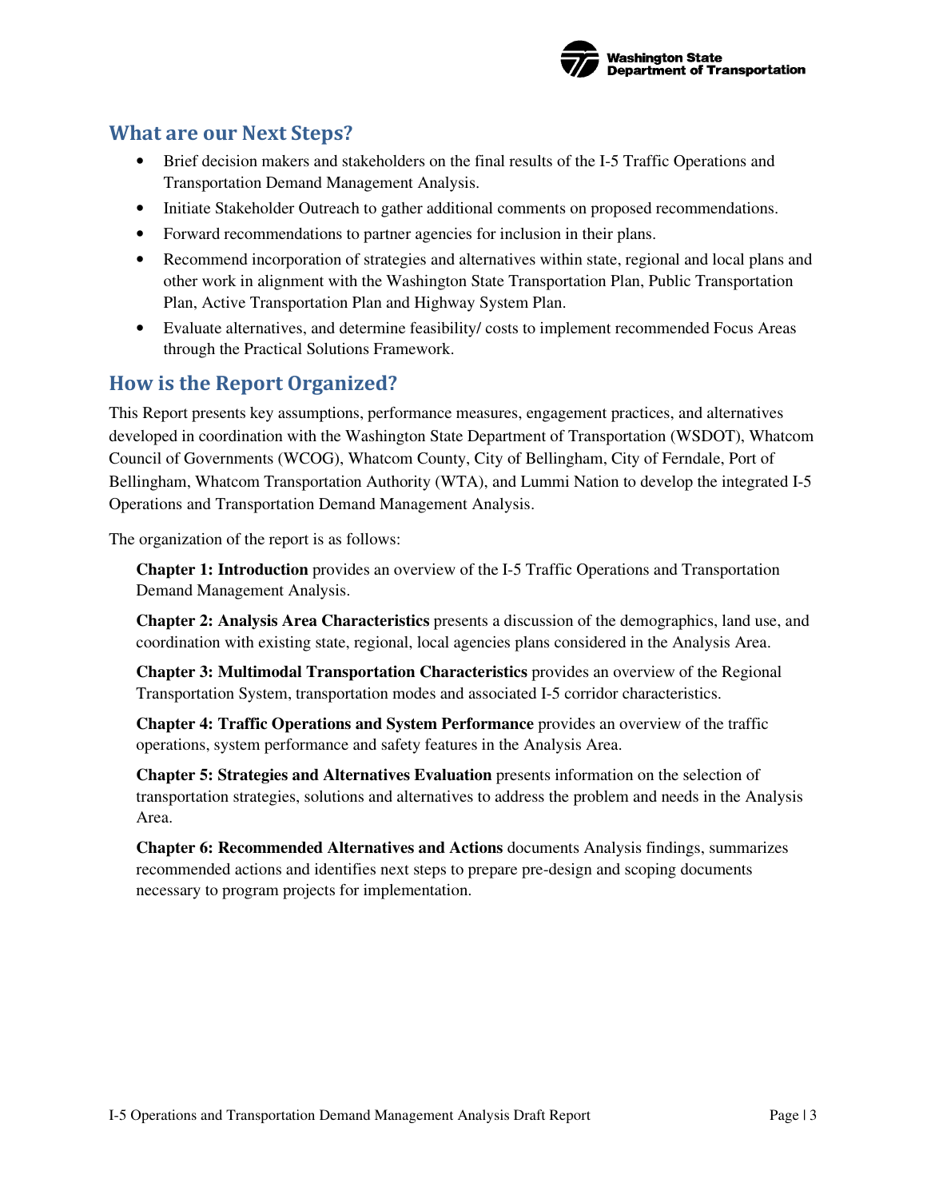## What are our Next Steps?

- Brief decision makers and stakeholders on the final results of the I-5 Traffic Operations and Transportation Demand Management Analysis.
- Initiate Stakeholder Outreach to gather additional comments on proposed recommendations.
- Forward recommendations to partner agencies for inclusion in their plans.
- Recommend incorporation of strategies and alternatives within state, regional and local plans and other work in alignment with the Washington State Transportation Plan, Public Transportation Plan, Active Transportation Plan and Highway System Plan.
- Evaluate alternatives, and determine feasibility/ costs to implement recommended Focus Areas through the Practical Solutions Framework.

## How is the Report Organized?

This Report presents key assumptions, performance measures, engagement practices, and alternatives developed in coordination with the Washington State Department of Transportation (WSDOT), Whatcom Council of Governments (WCOG), Whatcom County, City of Bellingham, City of Ferndale, Port of Bellingham, Whatcom Transportation Authority (WTA), and Lummi Nation to develop the integrated I-5 Operations and Transportation Demand Management Analysis.

The organization of the report is as follows:

**Chapter 1: Introduction** provides an overview of the I-5 Traffic Operations and Transportation Demand Management Analysis.

**Chapter 2: Analysis Area Characteristics** presents a discussion of the demographics, land use, and coordination with existing state, regional, local agencies plans considered in the Analysis Area.

**Chapter 3: Multimodal Transportation Characteristics** provides an overview of the Regional Transportation System, transportation modes and associated I-5 corridor characteristics.

**Chapter 4: Traffic Operations and System Performance** provides an overview of the traffic operations, system performance and safety features in the Analysis Area.

**Chapter 5: Strategies and Alternatives Evaluation** presents information on the selection of transportation strategies, solutions and alternatives to address the problem and needs in the Analysis Area.

**Chapter 6: Recommended Alternatives and Actions** documents Analysis findings, summarizes recommended actions and identifies next steps to prepare pre-design and scoping documents necessary to program projects for implementation.